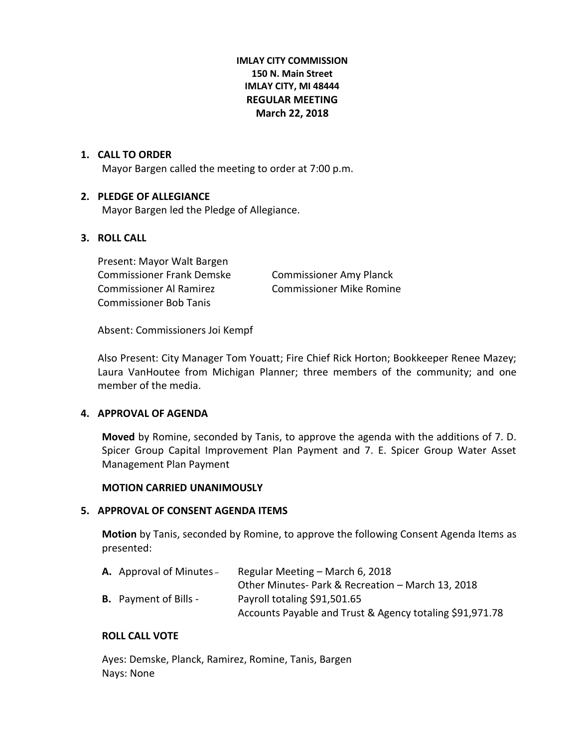**IMLAY CITY COMMISSION**
**150 N. Main Street**
**IMLAY CITY, MI 48444**
**REGULAR MEETING**
**March 22, 2018**

## 1. CALL TO ORDER

Mayor Bargen called the meeting to order at 7:00 p.m.

## 2. PLEDGE OF ALLEGIANCE

Mayor Bargen led the Pledge of Allegiance.

## 3. ROLL CALL

Present: Mayor Walt Bargen
Commissioner Frank Demske
Commissioner Al Ramirez
Commissioner Bob Tanis
Commissioner Amy Planck
Commissioner Mike Romine

Absent: Commissioners Joi Kempf

Also Present: City Manager Tom Youatt; Fire Chief Rick Horton; Bookkeeper Renee Mazey; Laura VanHoutee from Michigan Planner; three members of the community; and one member of the media.

## 4. APPROVAL OF AGENDA

**Moved** by Romine, seconded by Tanis, to approve the agenda with the additions of 7. D. Spicer Group Capital Improvement Plan Payment and 7. E. Spicer Group Water Asset Management Plan Payment

**MOTION CARRIED UNANIMOUSLY**

## 5. APPROVAL OF CONSENT AGENDA ITEMS

**Motion** by Tanis, seconded by Romine, to approve the following Consent Agenda Items as presented:

**A.** Approval of Minutes – Regular Meeting – March 6, 2018
Other Minutes- Park & Recreation – March 13, 2018

**B.** Payment of Bills - Payroll totaling $91,501.65
Accounts Payable and Trust & Agency totaling $91,971.78

**ROLL CALL VOTE**

Ayes: Demske, Planck, Ramirez, Romine, Tanis, Bargen
Nays: None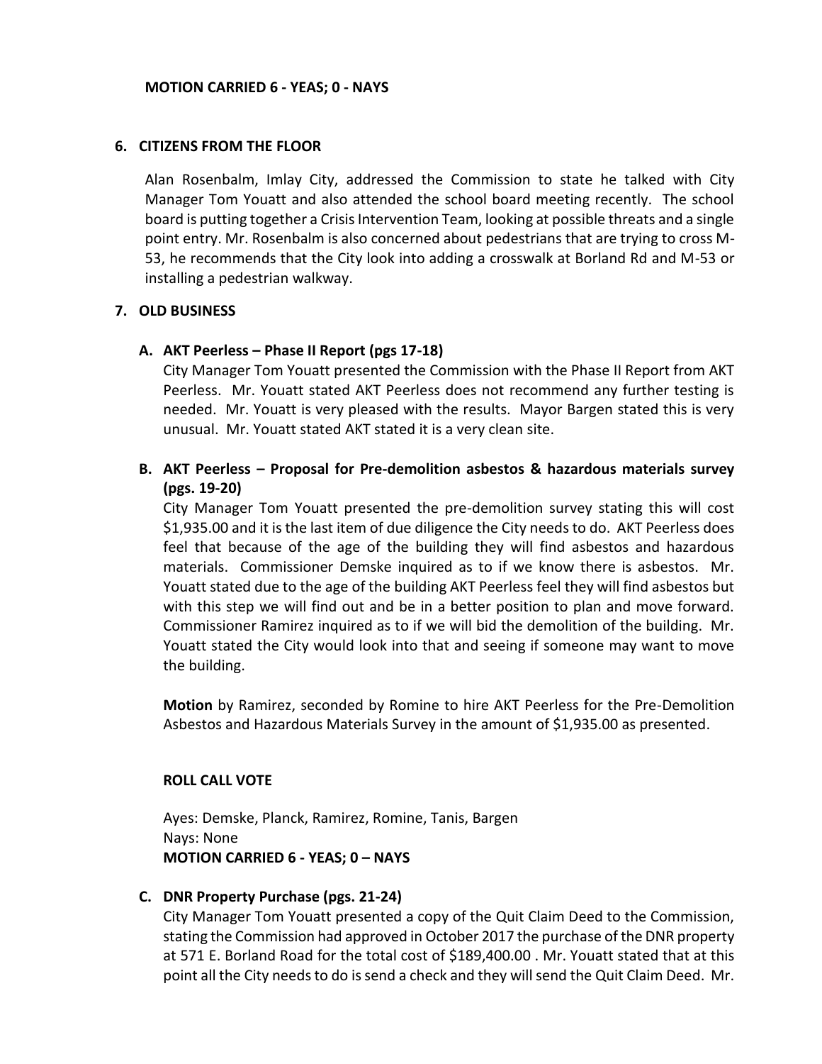**MOTION CARRIED 6 - YEAS; 0 - NAYS**

## 6. CITIZENS FROM THE FLOOR

Alan Rosenbalm, Imlay City, addressed the Commission to state he talked with City Manager Tom Youatt and also attended the school board meeting recently. The school board is putting together a Crisis Intervention Team, looking at possible threats and a single point entry. Mr. Rosenbalm is also concerned about pedestrians that are trying to cross M-53, he recommends that the City look into adding a crosswalk at Borland Rd and M-53 or installing a pedestrian walkway.

## 7. OLD BUSINESS

### A. AKT Peerless – Phase II Report (pgs 17-18)

City Manager Tom Youatt presented the Commission with the Phase II Report from AKT Peerless. Mr. Youatt stated AKT Peerless does not recommend any further testing is needed. Mr. Youatt is very pleased with the results. Mayor Bargen stated this is very unusual. Mr. Youatt stated AKT stated it is a very clean site.

### B. AKT Peerless – Proposal for Pre-demolition asbestos & hazardous materials survey (pgs. 19-20)

City Manager Tom Youatt presented the pre-demolition survey stating this will cost $1,935.00 and it is the last item of due diligence the City needs to do. AKT Peerless does feel that because of the age of the building they will find asbestos and hazardous materials. Commissioner Demske inquired as to if we know there is asbestos. Mr. Youatt stated due to the age of the building AKT Peerless feel they will find asbestos but with this step we will find out and be in a better position to plan and move forward. Commissioner Ramirez inquired as to if we will bid the demolition of the building. Mr. Youatt stated the City would look into that and seeing if someone may want to move the building.

**Motion** by Ramirez, seconded by Romine to hire AKT Peerless for the Pre-Demolition Asbestos and Hazardous Materials Survey in the amount of $1,935.00 as presented.

**ROLL CALL VOTE**

Ayes: Demske, Planck, Ramirez, Romine, Tanis, Bargen
Nays: None
**MOTION CARRIED 6 - YEAS; 0 – NAYS**

### C. DNR Property Purchase (pgs. 21-24)

City Manager Tom Youatt presented a copy of the Quit Claim Deed to the Commission, stating the Commission had approved in October 2017 the purchase of the DNR property at 571 E. Borland Road for the total cost of $189,400.00 . Mr. Youatt stated that at this point all the City needs to do is send a check and they will send the Quit Claim Deed. Mr.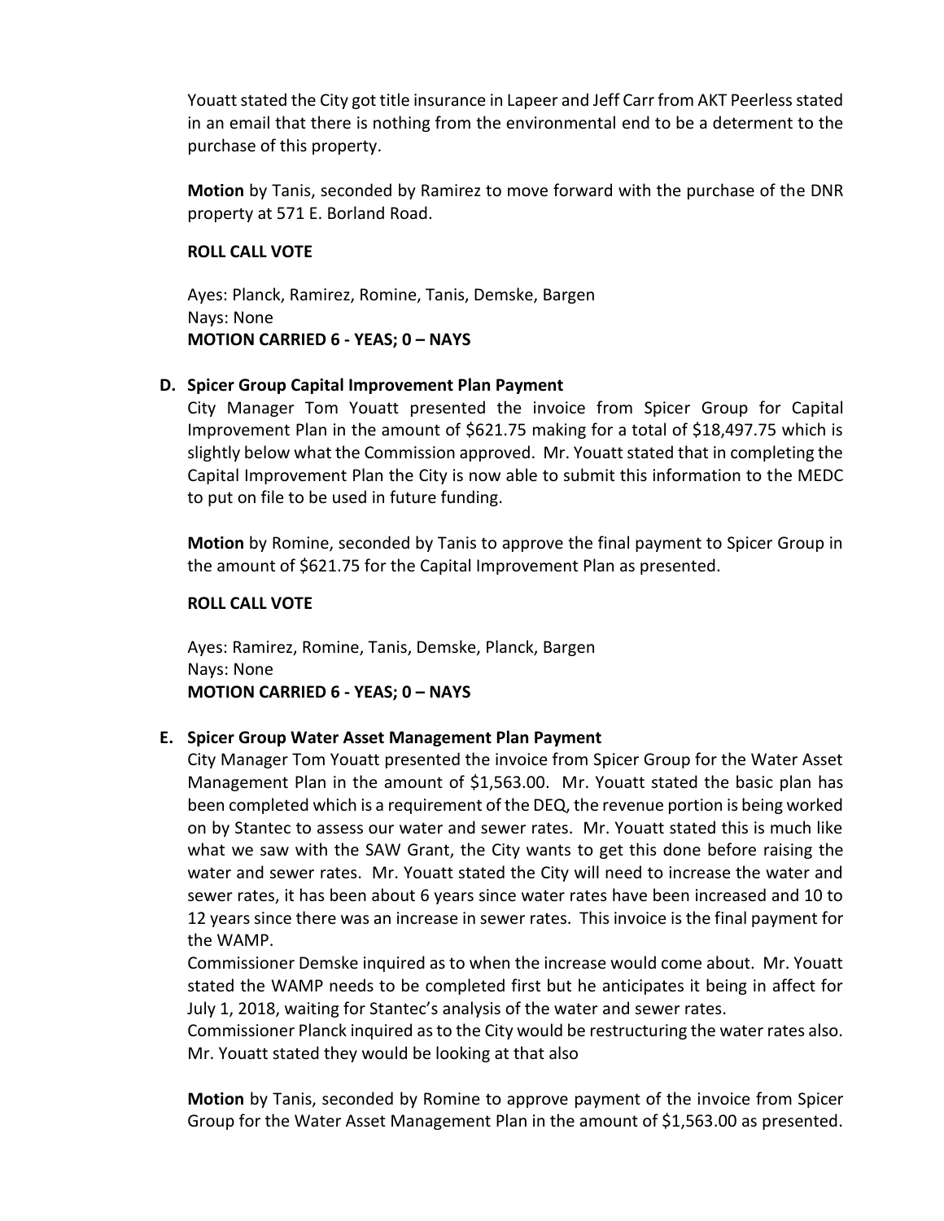Youatt stated the City got title insurance in Lapeer and Jeff Carr from AKT Peerless stated in an email that there is nothing from the environmental end to be a determent to the purchase of this property.

**Motion** by Tanis, seconded by Ramirez to move forward with the purchase of the DNR property at 571 E. Borland Road.

**ROLL CALL VOTE**

Ayes: Planck, Ramirez, Romine, Tanis, Demske, Bargen
Nays: None
**MOTION CARRIED 6 - YEAS; 0 – NAYS**

**D. Spicer Group Capital Improvement Plan Payment**

City Manager Tom Youatt presented the invoice from Spicer Group for Capital Improvement Plan in the amount of $621.75 making for a total of $18,497.75 which is slightly below what the Commission approved. Mr. Youatt stated that in completing the Capital Improvement Plan the City is now able to submit this information to the MEDC to put on file to be used in future funding.

**Motion** by Romine, seconded by Tanis to approve the final payment to Spicer Group in the amount of $621.75 for the Capital Improvement Plan as presented.

**ROLL CALL VOTE**

Ayes: Ramirez, Romine, Tanis, Demske, Planck, Bargen
Nays: None
**MOTION CARRIED 6 - YEAS; 0 – NAYS**

**E. Spicer Group Water Asset Management Plan Payment**

City Manager Tom Youatt presented the invoice from Spicer Group for the Water Asset Management Plan in the amount of $1,563.00. Mr. Youatt stated the basic plan has been completed which is a requirement of the DEQ, the revenue portion is being worked on by Stantec to assess our water and sewer rates. Mr. Youatt stated this is much like what we saw with the SAW Grant, the City wants to get this done before raising the water and sewer rates. Mr. Youatt stated the City will need to increase the water and sewer rates, it has been about 6 years since water rates have been increased and 10 to 12 years since there was an increase in sewer rates. This invoice is the final payment for the WAMP.

Commissioner Demske inquired as to when the increase would come about. Mr. Youatt stated the WAMP needs to be completed first but he anticipates it being in affect for July 1, 2018, waiting for Stantec's analysis of the water and sewer rates.

Commissioner Planck inquired as to the City would be restructuring the water rates also. Mr. Youatt stated they would be looking at that also

**Motion** by Tanis, seconded by Romine to approve payment of the invoice from Spicer Group for the Water Asset Management Plan in the amount of $1,563.00 as presented.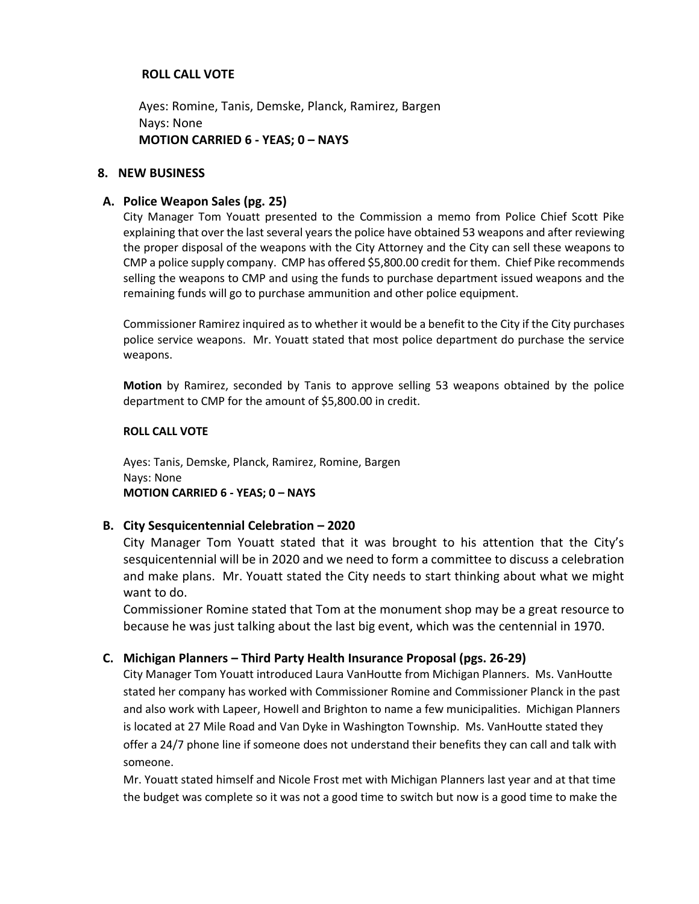**ROLL CALL VOTE**

Ayes: Romine, Tanis, Demske, Planck, Ramirez, Bargen
Nays: None
**MOTION CARRIED 6 - YEAS; 0 – NAYS**

## 8. NEW BUSINESS

### A. Police Weapon Sales (pg. 25)

City Manager Tom Youatt presented to the Commission a memo from Police Chief Scott Pike explaining that over the last several years the police have obtained 53 weapons and after reviewing the proper disposal of the weapons with the City Attorney and the City can sell these weapons to CMP a police supply company. CMP has offered $5,800.00 credit for them. Chief Pike recommends selling the weapons to CMP and using the funds to purchase department issued weapons and the remaining funds will go to purchase ammunition and other police equipment.

Commissioner Ramirez inquired as to whether it would be a benefit to the City if the City purchases police service weapons. Mr. Youatt stated that most police department do purchase the service weapons.

**Motion** by Ramirez, seconded by Tanis to approve selling 53 weapons obtained by the police department to CMP for the amount of $5,800.00 in credit.

**ROLL CALL VOTE**

Ayes: Tanis, Demske, Planck, Ramirez, Romine, Bargen
Nays: None
**MOTION CARRIED 6 - YEAS; 0 – NAYS**

### B. City Sesquicentennial Celebration – 2020

City Manager Tom Youatt stated that it was brought to his attention that the City's sesquicentennial will be in 2020 and we need to form a committee to discuss a celebration and make plans. Mr. Youatt stated the City needs to start thinking about what we might want to do.
Commissioner Romine stated that Tom at the monument shop may be a great resource to because he was just talking about the last big event, which was the centennial in 1970.

### C. Michigan Planners – Third Party Health Insurance Proposal (pgs. 26-29)

City Manager Tom Youatt introduced Laura VanHoutte from Michigan Planners. Ms. VanHoutte stated her company has worked with Commissioner Romine and Commissioner Planck in the past and also work with Lapeer, Howell and Brighton to name a few municipalities. Michigan Planners is located at 27 Mile Road and Van Dyke in Washington Township. Ms. VanHoutte stated they offer a 24/7 phone line if someone does not understand their benefits they can call and talk with someone.
Mr. Youatt stated himself and Nicole Frost met with Michigan Planners last year and at that time the budget was complete so it was not a good time to switch but now is a good time to make the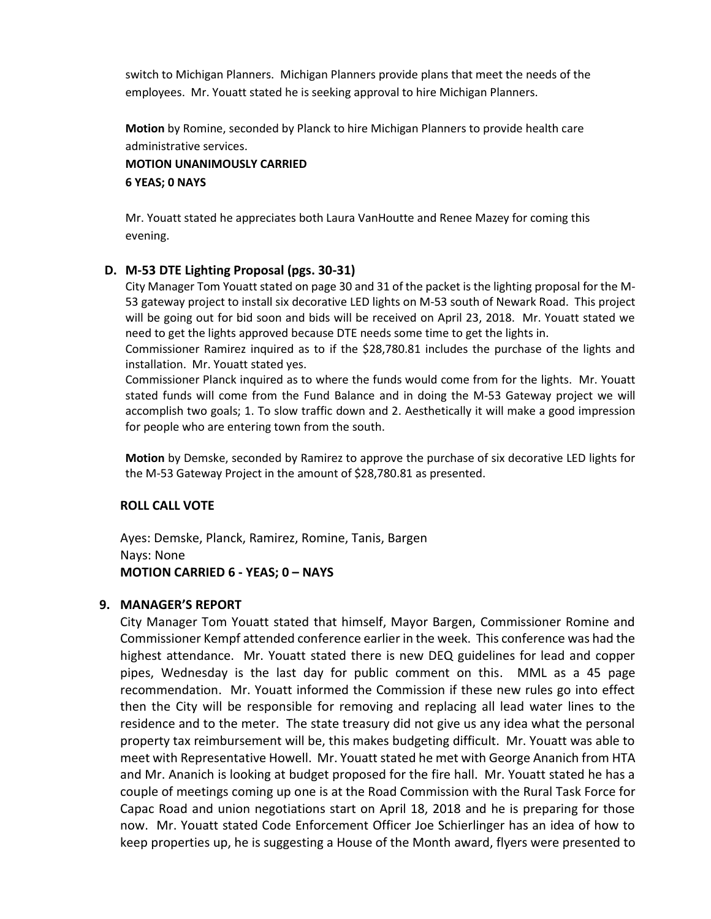switch to Michigan Planners. Michigan Planners provide plans that meet the needs of the employees. Mr. Youatt stated he is seeking approval to hire Michigan Planners.

**Motion** by Romine, seconded by Planck to hire Michigan Planners to provide health care administrative services.

**MOTION UNANIMOUSLY CARRIED**
**6 YEAS; 0 NAYS**

Mr. Youatt stated he appreciates both Laura VanHoutte and Renee Mazey for coming this evening.

### D. M-53 DTE Lighting Proposal (pgs. 30-31)

City Manager Tom Youatt stated on page 30 and 31 of the packet is the lighting proposal for the M-53 gateway project to install six decorative LED lights on M-53 south of Newark Road. This project will be going out for bid soon and bids will be received on April 23, 2018. Mr. Youatt stated we need to get the lights approved because DTE needs some time to get the lights in.

Commissioner Ramirez inquired as to if the $28,780.81 includes the purchase of the lights and installation. Mr. Youatt stated yes.

Commissioner Planck inquired as to where the funds would come from for the lights. Mr. Youatt stated funds will come from the Fund Balance and in doing the M-53 Gateway project we will accomplish two goals; 1. To slow traffic down and 2. Aesthetically it will make a good impression for people who are entering town from the south.

**Motion** by Demske, seconded by Ramirez to approve the purchase of six decorative LED lights for the M-53 Gateway Project in the amount of $28,780.81 as presented.

**ROLL CALL VOTE**

Ayes: Demske, Planck, Ramirez, Romine, Tanis, Bargen
Nays: None
**MOTION CARRIED 6 - YEAS; 0 – NAYS**

## 9. MANAGER'S REPORT

City Manager Tom Youatt stated that himself, Mayor Bargen, Commissioner Romine and Commissioner Kempf attended conference earlier in the week. This conference was had the highest attendance. Mr. Youatt stated there is new DEQ guidelines for lead and copper pipes, Wednesday is the last day for public comment on this. MML as a 45 page recommendation. Mr. Youatt informed the Commission if these new rules go into effect then the City will be responsible for removing and replacing all lead water lines to the residence and to the meter. The state treasury did not give us any idea what the personal property tax reimbursement will be, this makes budgeting difficult. Mr. Youatt was able to meet with Representative Howell. Mr. Youatt stated he met with George Ananich from HTA and Mr. Ananich is looking at budget proposed for the fire hall. Mr. Youatt stated he has a couple of meetings coming up one is at the Road Commission with the Rural Task Force for Capac Road and union negotiations start on April 18, 2018 and he is preparing for those now. Mr. Youatt stated Code Enforcement Officer Joe Schierlinger has an idea of how to keep properties up, he is suggesting a House of the Month award, flyers were presented to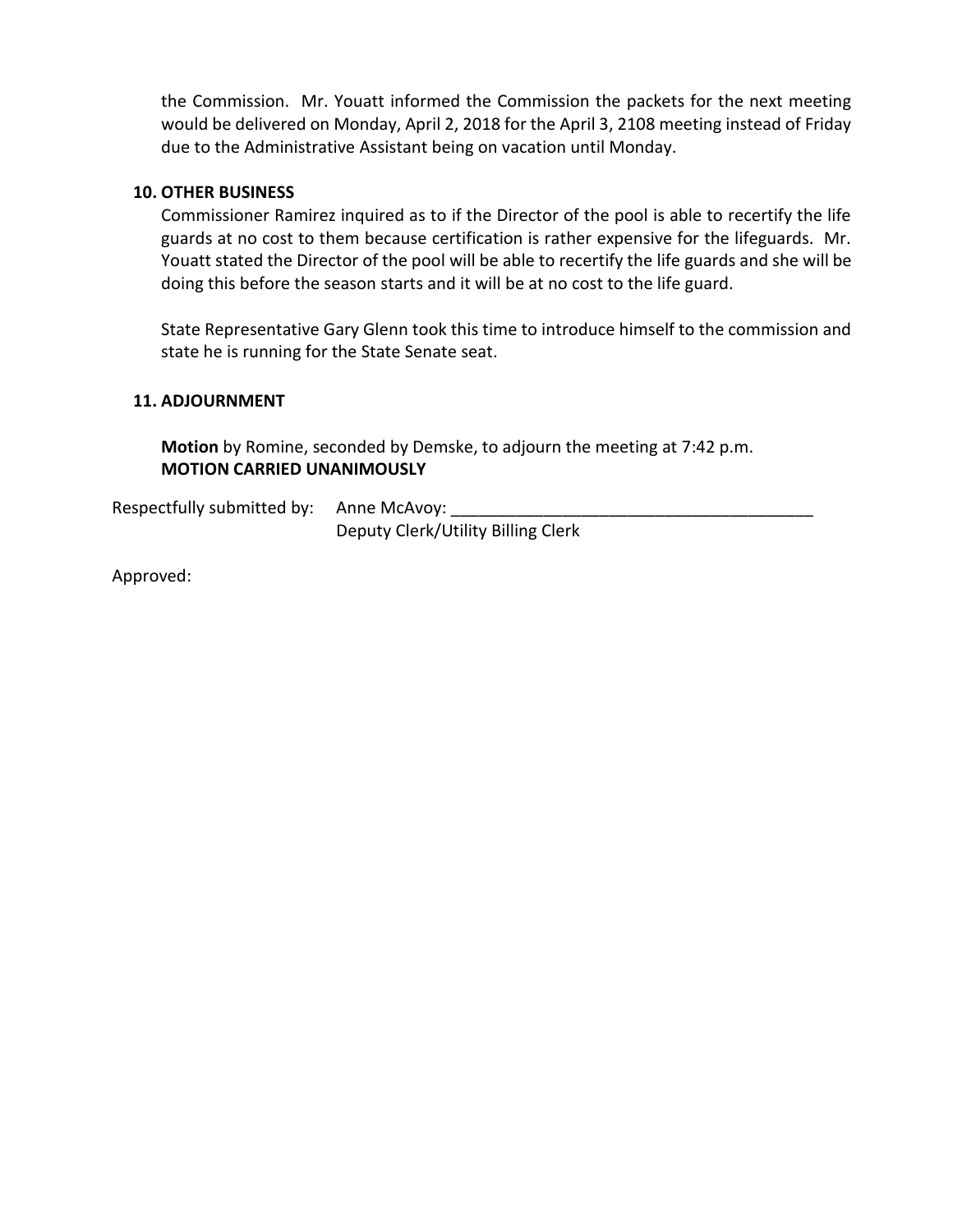the Commission. Mr. Youatt informed the Commission the packets for the next meeting would be delivered on Monday, April 2, 2018 for the April 3, 2108 meeting instead of Friday due to the Administrative Assistant being on vacation until Monday.

**10. OTHER BUSINESS**

Commissioner Ramirez inquired as to if the Director of the pool is able to recertify the life guards at no cost to them because certification is rather expensive for the lifeguards. Mr. Youatt stated the Director of the pool will be able to recertify the life guards and she will be doing this before the season starts and it will be at no cost to the life guard.

State Representative Gary Glenn took this time to introduce himself to the commission and state he is running for the State Senate seat.

**11. ADJOURNMENT**

**Motion** by Romine, seconded by Demske, to adjourn the meeting at 7:42 p.m.
**MOTION CARRIED UNANIMOUSLY**

Respectfully submitted by: Anne McAvoy: ________________________________________
Deputy Clerk/Utility Billing Clerk

Approved: